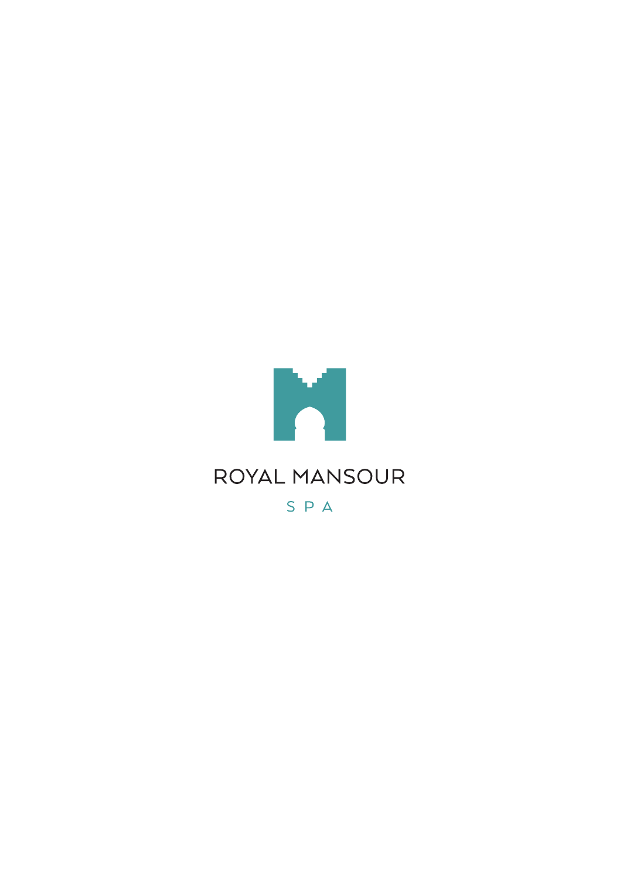# ROYAL MANSOUR

SPA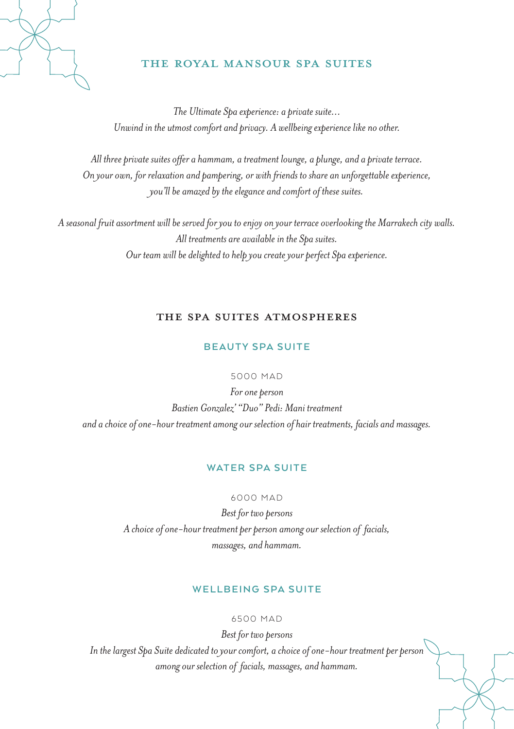# THE ROYAL MANSOUR SPA SUITES

*The Ultimate Spa experience: a private suite…*
*Unwind in the utmost comfort and privacy. A wellbeing experience like no other.*

*All three private suites offer a hammam, a treatment lounge, a plunge, and a private terrace.*
*On your own, for relaxation and pampering, or with friends to share an unforgettable experience,*
*you'll be amazed by the elegance and comfort of these suites.*

*A seasonal fruit assortment will be served for you to enjoy on your terrace overlooking the Marrakech city walls.*
*All treatments are available in the Spa suites.*
*Our team will be delighted to help you create your perfect Spa experience.*

## THE SPA SUITES ATMOSPHERES

### BEAUTY SPA SUITE

5000 MAD

*For one person*
*Bastien Gonzalez' "Duo" Pedi: Mani treatment*
*and a choice of one-hour treatment among our selection of hair treatments, facials and massages.*

### WATER SPA SUITE

6000 MAD

*Best for two persons*
*A choice of one-hour treatment per person among our selection of facials,*
*massages, and hammam.*

### WELLBEING SPA SUITE

6500 MAD

*Best for two persons*
*In the largest Spa Suite dedicated to your comfort, a choice of one-hour treatment per person*
*among our selection of facials, massages, and hammam.*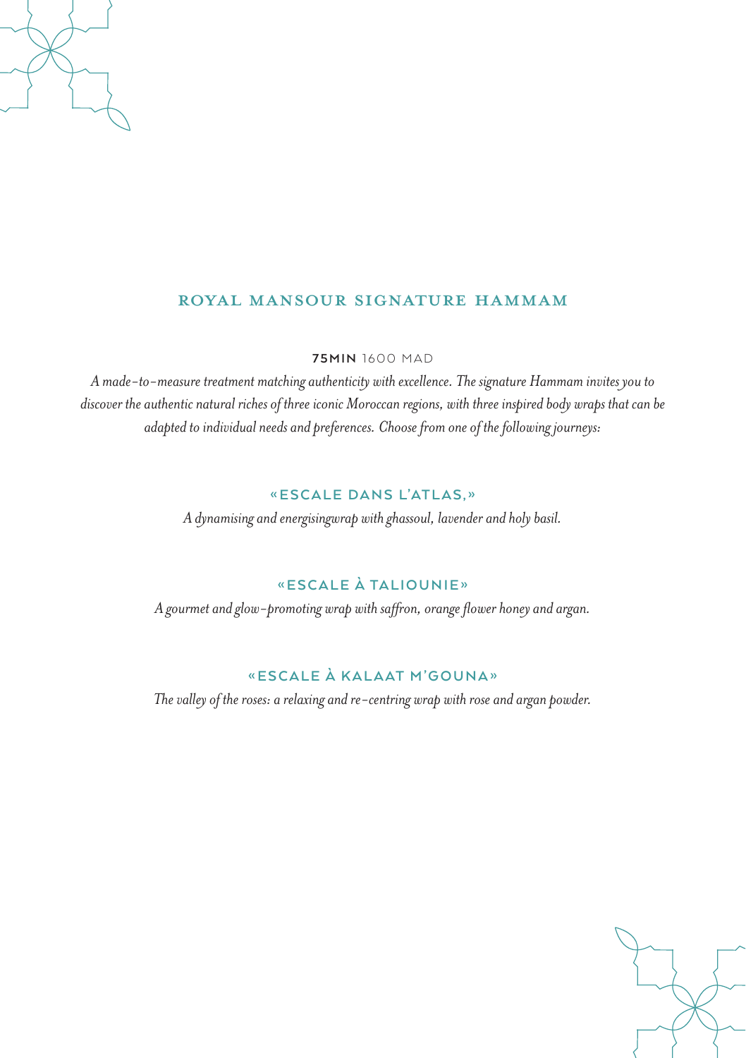## ROYAL MANSOUR SIGNATURE HAMMAM

**75MIN** 1600 MAD

*A made-to-measure treatment matching authenticity with excellence. The signature Hammam invites you to discover the authentic natural riches of three iconic Moroccan regions, with three inspired body wraps that can be adapted to individual needs and preferences. Choose from one of the following journeys:*

### «ESCALE DANS L'ATLAS,»

*A dynamising and energisingwrap with ghassoul, lavender and holy basil.*

### «ESCALE À TALIOUNIE»

*A gourmet and glow-promoting wrap with saffron, orange flower honey and argan.*

### «ESCALE À KALAAT M'GOUNA»

*The valley of the roses: a relaxing and re-centring wrap with rose and argan powder.*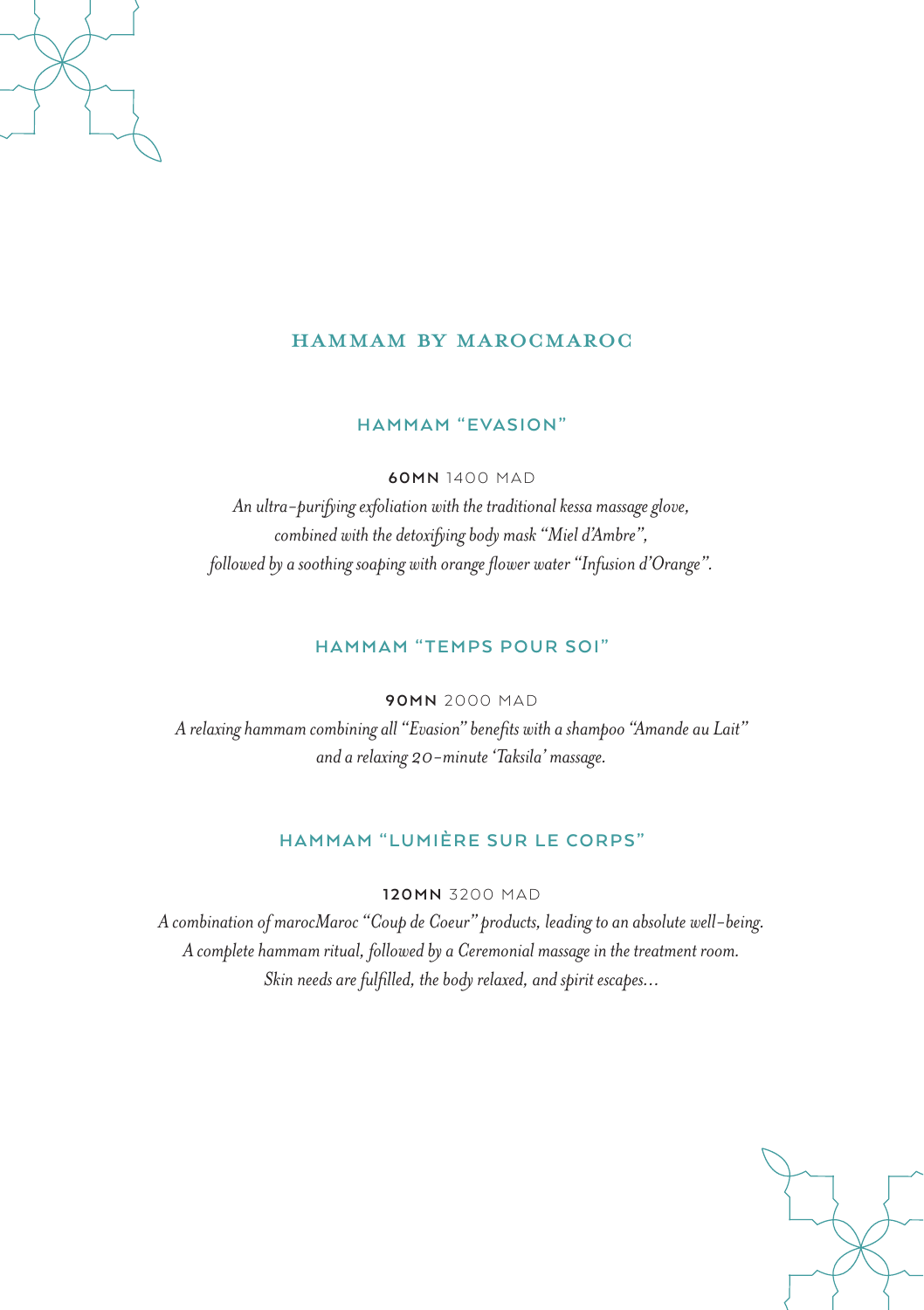# HAMMAM BY MAROCMAROC

## HAMMAM "EVASION"

**60MN** 1400 MAD

*An ultra-purifying exfoliation with the traditional kessa massage glove,*
*combined with the detoxifying body mask "Miel d'Ambre",*
*followed by a soothing soaping with orange flower water "Infusion d'Orange".*

## HAMMAM "TEMPS POUR SOI"

**90MN** 2000 MAD

*A relaxing hammam combining all "Evasion" benefits with a shampoo "Amande au Lait"*
*and a relaxing 20-minute 'Taksila' massage.*

## HAMMAM "LUMIÈRE SUR LE CORPS"

**120MN** 3200 MAD

*A combination of marocMaroc "Coup de Coeur" products, leading to an absolute well-being.*
*A complete hammam ritual, followed by a Ceremonial massage in the treatment room.*
*Skin needs are fulfilled, the body relaxed, and spirit escapes...*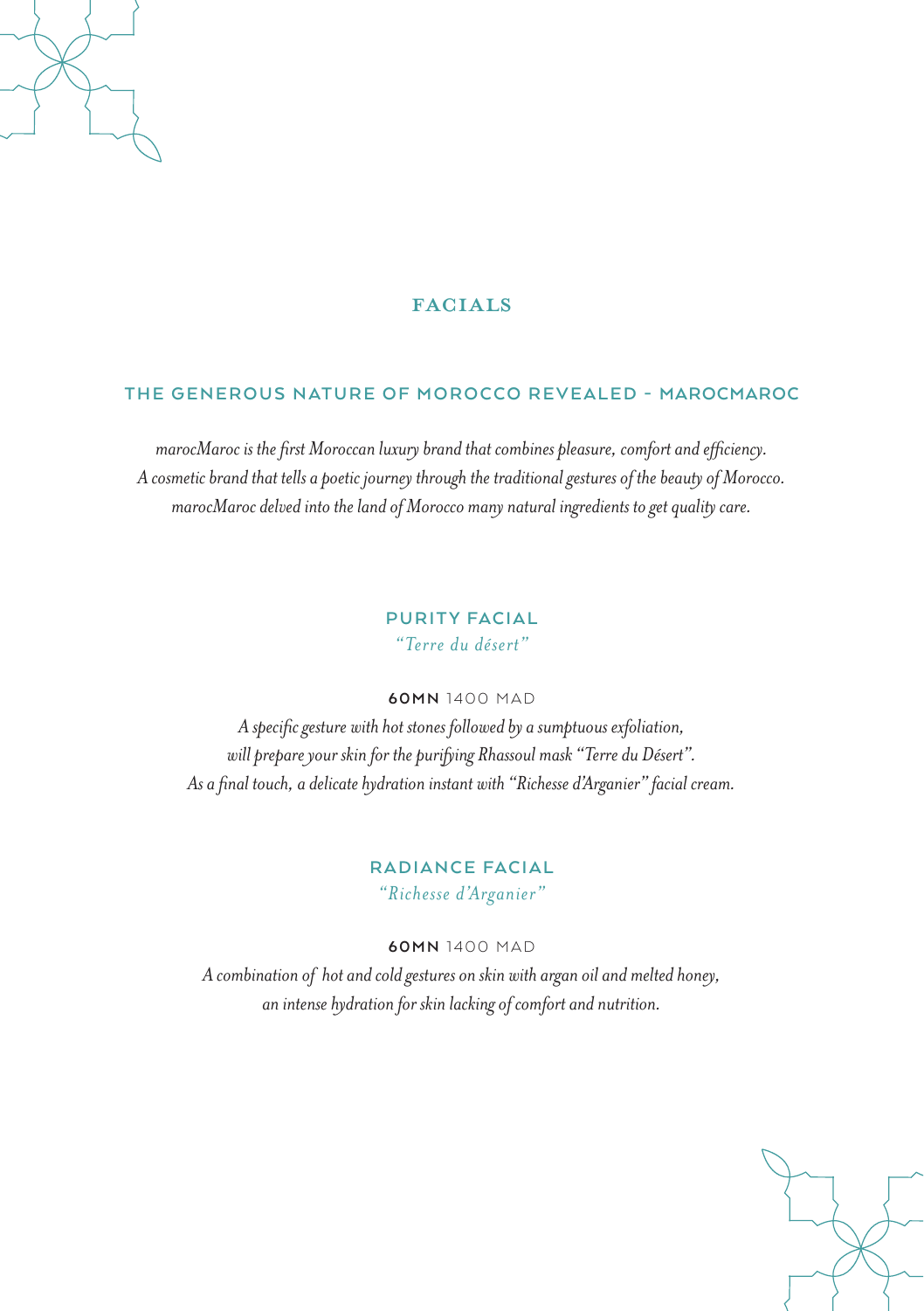# FACIALS

## THE GENEROUS NATURE OF MOROCCO REVEALED - MAROCMAROC

*marocMaroc is the first Moroccan luxury brand that combines pleasure, comfort and efficiency.*
*A cosmetic brand that tells a poetic journey through the traditional gestures of the beauty of Morocco.*
*marocMaroc delved into the land of Morocco many natural ingredients to get quality care.*

### PURITY FACIAL

*"Terre du désert"*

**60MN** 1400 MAD

*A specific gesture with hot stones followed by a sumptuous exfoliation,*
*will prepare your skin for the purifying Rhassoul mask "Terre du Désert".*
*As a final touch, a delicate hydration instant with "Richesse d'Arganier" facial cream.*

### RADIANCE FACIAL

*"Richesse d'Arganier"*

**60MN** 1400 MAD

*A combination of hot and cold gestures on skin with argan oil and melted honey,*
*an intense hydration for skin lacking of comfort and nutrition.*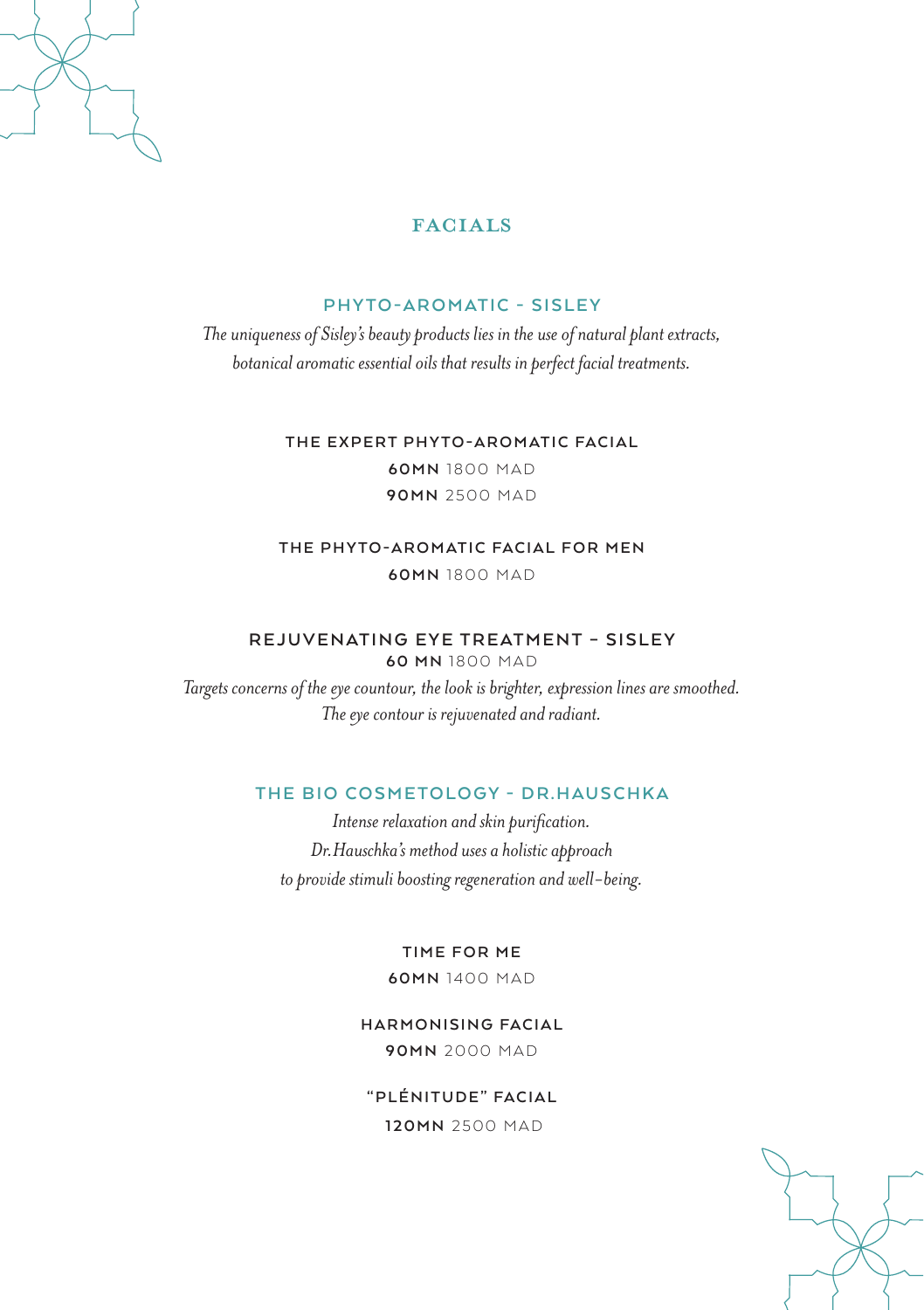# FACIALS

## PHYTO-AROMATIC - SISLEY

*The uniqueness of Sisley's beauty products lies in the use of natural plant extracts, botanical aromatic essential oils that results in perfect facial treatments.*

### THE EXPERT PHYTO-AROMATIC FACIAL

**60MN** 1800 MAD

**90MN** 2500 MAD

### THE PHYTO-AROMATIC FACIAL FOR MEN

**60MN** 1800 MAD

### REJUVENATING EYE TREATMENT – SISLEY

**60 MN** 1800 MAD

*Targets concerns of the eye countour, the look is brighter, expression lines are smoothed. The eye contour is rejuvenated and radiant.*

## THE BIO COSMETOLOGY - DR.HAUSCHKA

*Intense relaxation and skin purification.*
*Dr.Hauschka's method uses a holistic approach*
*to provide stimuli boosting regeneration and well–being.*

### TIME FOR ME

**60MN** 1400 MAD

### HARMONISING FACIAL

**90MN** 2000 MAD

### "PLÉNITUDE" FACIAL

**120MN** 2500 MAD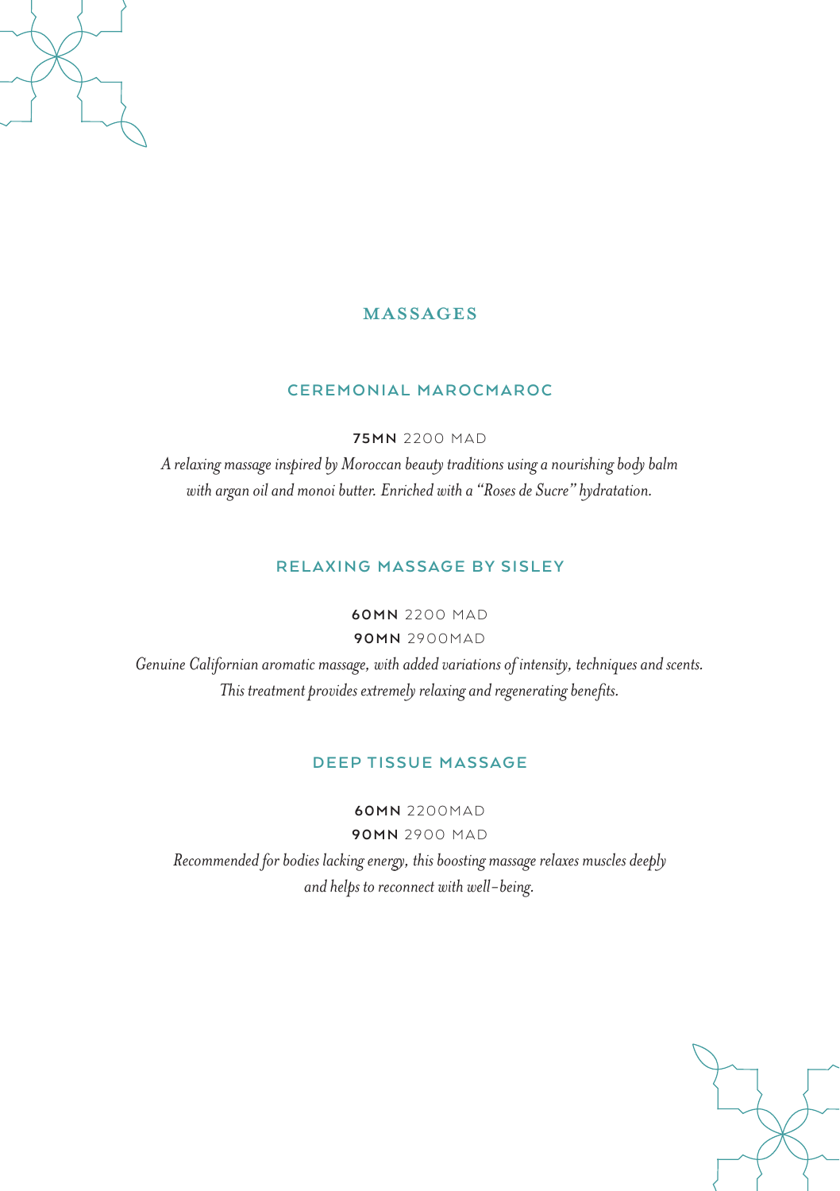# MASSAGES

## CEREMONIAL MAROCMAROC

**75MN** 2200 MAD

*A relaxing massage inspired by Moroccan beauty traditions using a nourishing body balm with argan oil and monoi butter. Enriched with a "Roses de Sucre" hydratation.*

## RELAXING MASSAGE BY SISLEY

**60MN** 2200 MAD

**90MN** 2900MAD

*Genuine Californian aromatic massage, with added variations of intensity, techniques and scents. This treatment provides extremely relaxing and regenerating benefits.*

## DEEP TISSUE MASSAGE

**60MN** 2200MAD

**90MN** 2900 MAD

*Recommended for bodies lacking energy, this boosting massage relaxes muscles deeply and helps to reconnect with well-being.*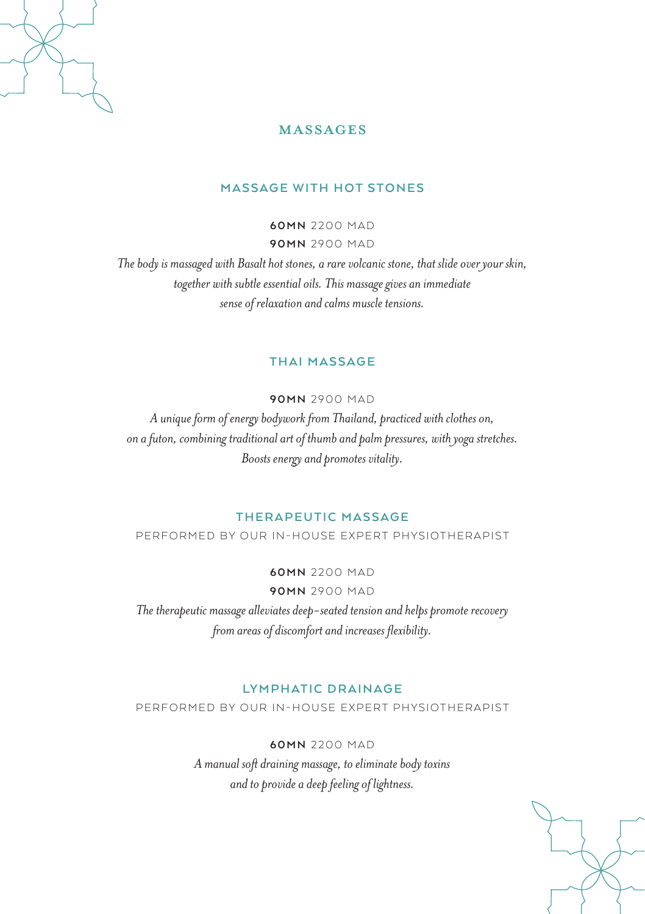# MASSAGES

## MASSAGE WITH HOT STONES

**60MN** 2200 MAD
**90MN** 2900 MAD

*The body is massaged with Basalt hot stones, a rare volcanic stone, that slide over your skin, together with subtle essential oils. This massage gives an immediate sense of relaxation and calms muscle tensions.*

## THAI MASSAGE

**90MN** 2900 MAD

*A unique form of energy bodywork from Thailand, practiced with clothes on, on a futon, combining traditional art of thumb and palm pressures, with yoga stretches. Boosts energy and promotes vitality.*

## THERAPEUTIC MASSAGE

PERFORMED BY OUR IN-HOUSE EXPERT PHYSIOTHERAPIST

**60MN** 2200 MAD
**90MN** 2900 MAD

*The therapeutic massage alleviates deep-seated tension and helps promote recovery from areas of discomfort and increases flexibility.*

## LYMPHATIC DRAINAGE

PERFORMED BY OUR IN-HOUSE EXPERT PHYSIOTHERAPIST

**60MN** 2200 MAD

*A manual soft draining massage, to eliminate body toxins and to provide a deep feeling of lightness.*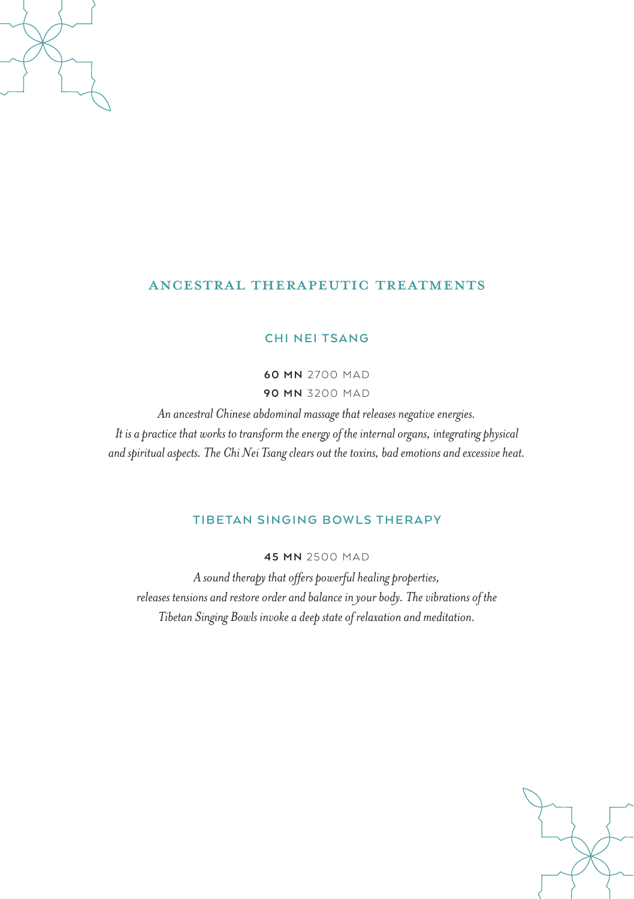# ANCESTRAL THERAPEUTIC TREATMENTS

## CHI NEI TSANG

**60 MN** 2700 MAD
**90 MN** 3200 MAD

*An ancestral Chinese abdominal massage that releases negative energies. It is a practice that works to transform the energy of the internal organs, integrating physical and spiritual aspects. The Chi Nei Tsang clears out the toxins, bad emotions and excessive heat.*

## TIBETAN SINGING BOWLS THERAPY

**45 MN** 2500 MAD

*A sound therapy that offers powerful healing properties, releases tensions and restore order and balance in your body. The vibrations of the Tibetan Singing Bowls invoke a deep state of relaxation and meditation.*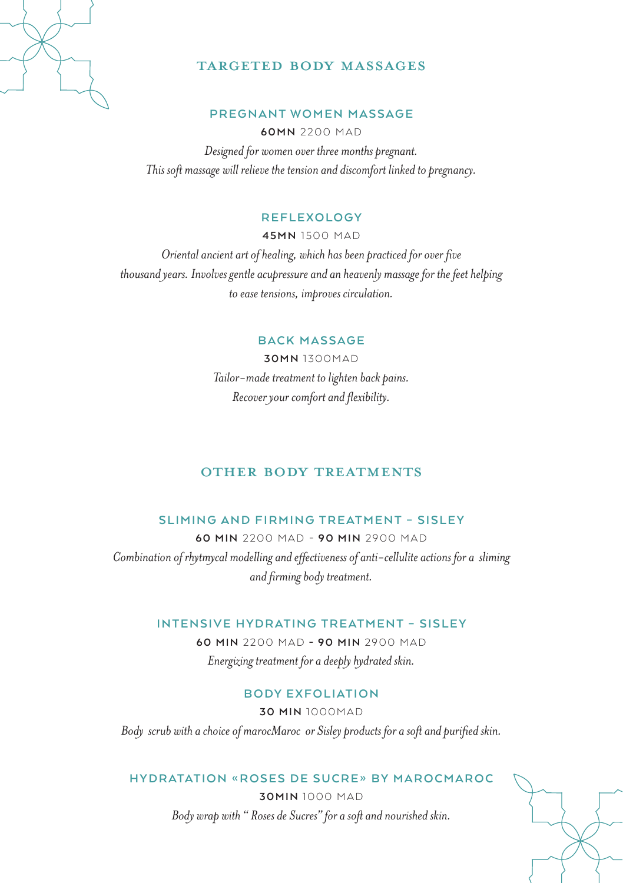## TARGETED BODY MASSAGES

### PREGNANT WOMEN MASSAGE

**60MN** 2200 MAD

*Designed for women over three months pregnant.*
*This soft massage will relieve the tension and discomfort linked to pregnancy.*

### REFLEXOLOGY

**45MN** 1500 MAD

*Oriental ancient art of healing, which has been practiced for over five thousand years. Involves gentle acupressure and an heavenly massage for the feet helping to ease tensions, improves circulation.*

### BACK MASSAGE

**30MN** 1300MAD

*Tailor-made treatment to lighten back pains.*
*Recover your comfort and flexibility.*

## OTHER BODY TREATMENTS

### SLIMING AND FIRMING TREATMENT - SISLEY

**60 MIN** 2200 MAD - **90 MIN** 2900 MAD

*Combination of rhytmycal modelling and effectiveness of anti-cellulite actions for a sliming and firming body treatment.*

### INTENSIVE HYDRATING TREATMENT - SISLEY

**60 MIN** 2200 MAD **- 90 MIN** 2900 MAD

*Energizing treatment for a deeply hydrated skin.*

### BODY EXFOLIATION

**30 MIN** 1000MAD

*Body scrub with a choice of marocMaroc or Sisley products for a soft and purified skin.*

### HYDRATATION «ROSES DE SUCRE» BY MAROCMAROC

**30MIN** 1000 MAD

*Body wrap with " Roses de Sucres" for a soft and nourished skin.*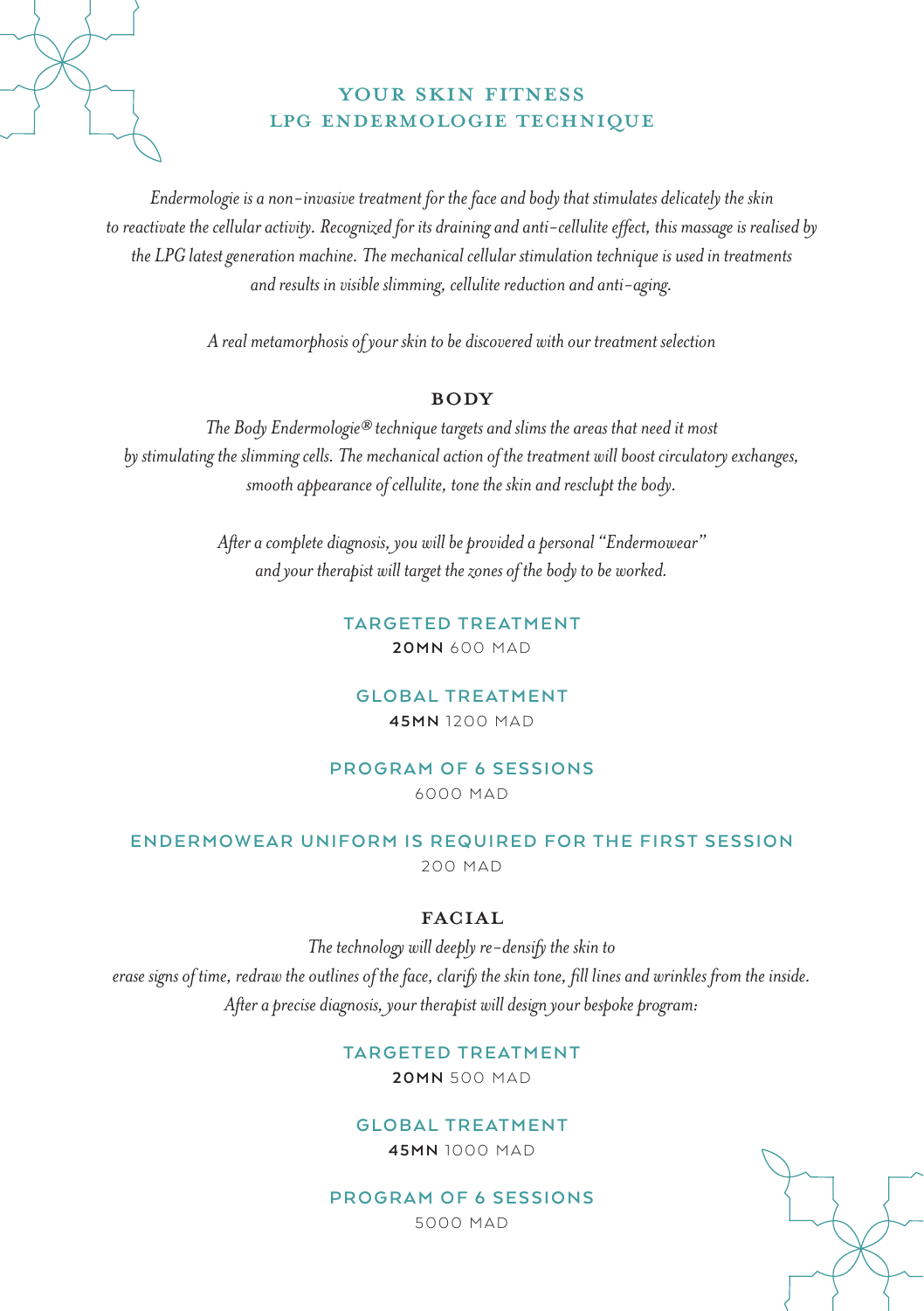# YOUR SKIN FITNESS
# LPG ENDERMOLOGIE TECHNIQUE

*Endermologie is a non-invasive treatment for the face and body that stimulates delicately the skin to reactivate the cellular activity. Recognized for its draining and anti-cellulite effect, this massage is realised by the LPG latest generation machine. The mechanical cellular stimulation technique is used in treatments and results in visible slimming, cellulite reduction and anti-aging.*

*A real metamorphosis of your skin to be discovered with our treatment selection*

## BODY

*The Body Endermologie® technique targets and slims the areas that need it most by stimulating the slimming cells. The mechanical action of the treatment will boost circulatory exchanges, smooth appearance of cellulite, tone the skin and resclupt the body.*

*After a complete diagnosis, you will be provided a personal "Endermowear" and your therapist will target the zones of the body to be worked.*

### TARGETED TREATMENT
**20MN** 600 MAD

### GLOBAL TREATMENT
**45MN** 1200 MAD

### PROGRAM OF 6 SESSIONS
6000 MAD

### ENDERMOWEAR UNIFORM IS REQUIRED FOR THE FIRST SESSION
200 MAD

## FACIAL

*The technology will deeply re-densify the skin to erase signs of time, redraw the outlines of the face, clarify the skin tone, fill lines and wrinkles from the inside. After a precise diagnosis, your therapist will design your bespoke program:*

### TARGETED TREATMENT
**20MN** 500 MAD

### GLOBAL TREATMENT
**45MN** 1000 MAD

### PROGRAM OF 6 SESSIONS
5000 MAD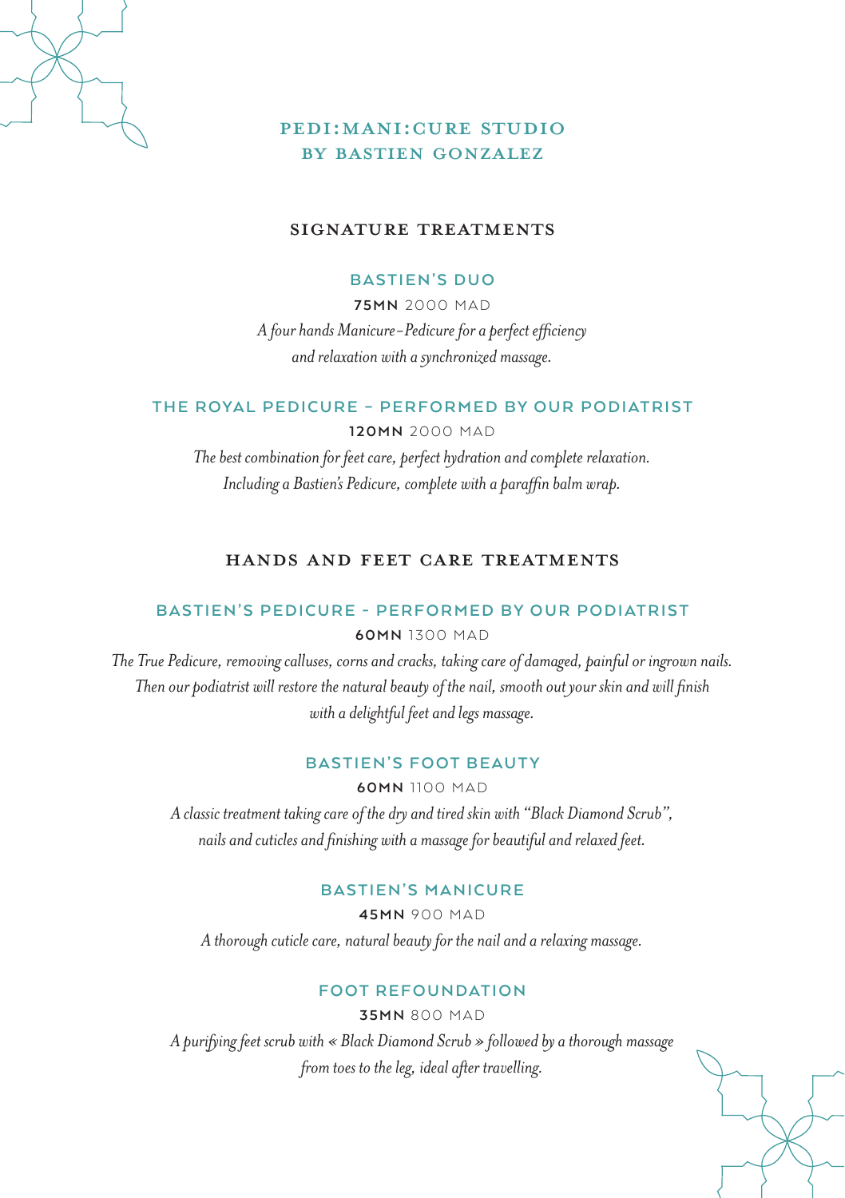# PEDI:MANI:CURE STUDIO BY BASTIEN GONZALEZ

## SIGNATURE TREATMENTS

### BASTIEN'S DUO

**75MN** 2000 MAD

*A four hands Manicure–Pedicure for a perfect efficiency and relaxation with a synchronized massage.*

### THE ROYAL PEDICURE – PERFORMED BY OUR PODIATRIST

**120MN** 2000 MAD

*The best combination for feet care, perfect hydration and complete relaxation. Including a Bastien's Pedicure, complete with a paraffin balm wrap.*

## HANDS AND FEET CARE TREATMENTS

### BASTIEN'S PEDICURE - PERFORMED BY OUR PODIATRIST

**60MN** 1300 MAD

*The True Pedicure, removing calluses, corns and cracks, taking care of damaged, painful or ingrown nails. Then our podiatrist will restore the natural beauty of the nail, smooth out your skin and will finish with a delightful feet and legs massage.*

### BASTIEN'S FOOT BEAUTY

**60MN** 1100 MAD

*A classic treatment taking care of the dry and tired skin with "Black Diamond Scrub", nails and cuticles and finishing with a massage for beautiful and relaxed feet.*

### BASTIEN'S MANICURE

**45MN** 900 MAD

*A thorough cuticle care, natural beauty for the nail and a relaxing massage.*

### FOOT REFOUNDATION

**35MN** 800 MAD

*A purifying feet scrub with « Black Diamond Scrub » followed by a thorough massage from toes to the leg, ideal after travelling.*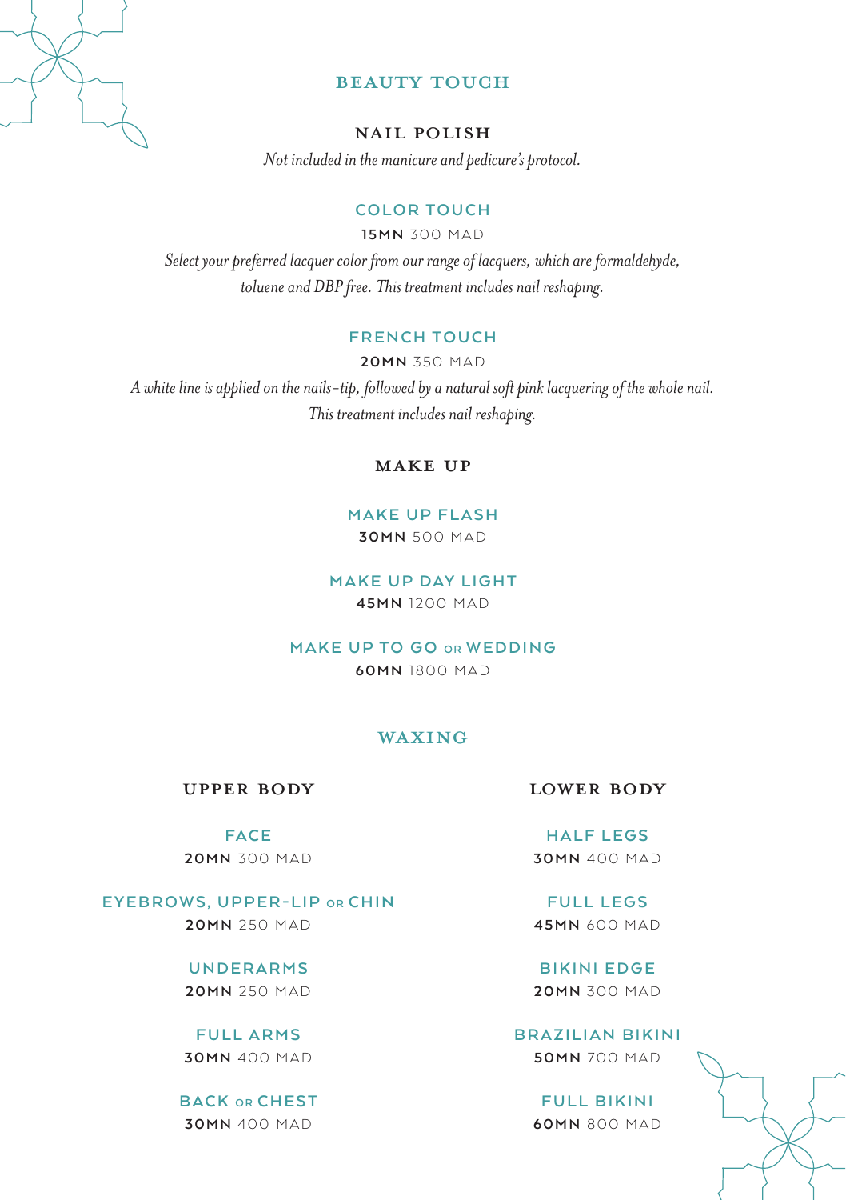# BEAUTY TOUCH

## NAIL POLISH

*Not included in the manicure and pedicure's protocol.*

### COLOR TOUCH

**15MN** 300 MAD

*Select your preferred lacquer color from our range of lacquers, which are formaldehyde, toluene and DBP free. This treatment includes nail reshaping.*

### FRENCH TOUCH

**20MN** 350 MAD

*A white line is applied on the nails-tip, followed by a natural soft pink lacquering of the whole nail. This treatment includes nail reshaping.*

## MAKE UP

### MAKE UP FLASH

**30MN** 500 MAD

### MAKE UP DAY LIGHT

**45MN** 1200 MAD

### MAKE UP TO GO OR WEDDING

**60MN** 1800 MAD

# WAXING

## UPPER BODY

### FACE

**20MN** 300 MAD

### EYEBROWS, UPPER-LIP OR CHIN

**20MN** 250 MAD

### UNDERARMS

**20MN** 250 MAD

### FULL ARMS

**30MN** 400 MAD

### BACK OR CHEST

**30MN** 400 MAD

## LOWER BODY

### HALF LEGS

**30MN** 400 MAD

### FULL LEGS

**45MN** 600 MAD

### BIKINI EDGE

**20MN** 300 MAD

### BRAZILIAN BIKINI

**50MN** 700 MAD

### FULL BIKINI

**60MN** 800 MAD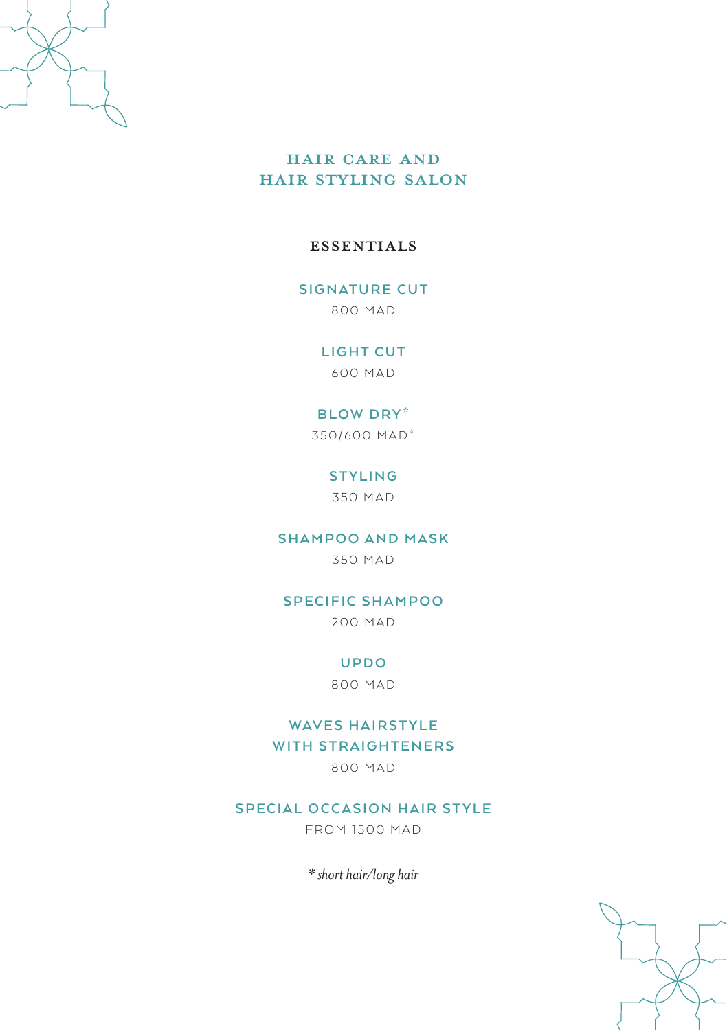# HAIR CARE AND HAIR STYLING SALON

## ESSENTIALS

### SIGNATURE CUT
800 MAD

### LIGHT CUT
600 MAD

### BLOW DRY*
350/600 MAD*

### STYLING
350 MAD

### SHAMPOO AND MASK
350 MAD

### SPECIFIC SHAMPOO
200 MAD

### UPDO
800 MAD

### WAVES HAIRSTYLE WITH STRAIGHTENERS
800 MAD

### SPECIAL OCCASION HAIR STYLE
FROM 1500 MAD

*\* short hair/long hair*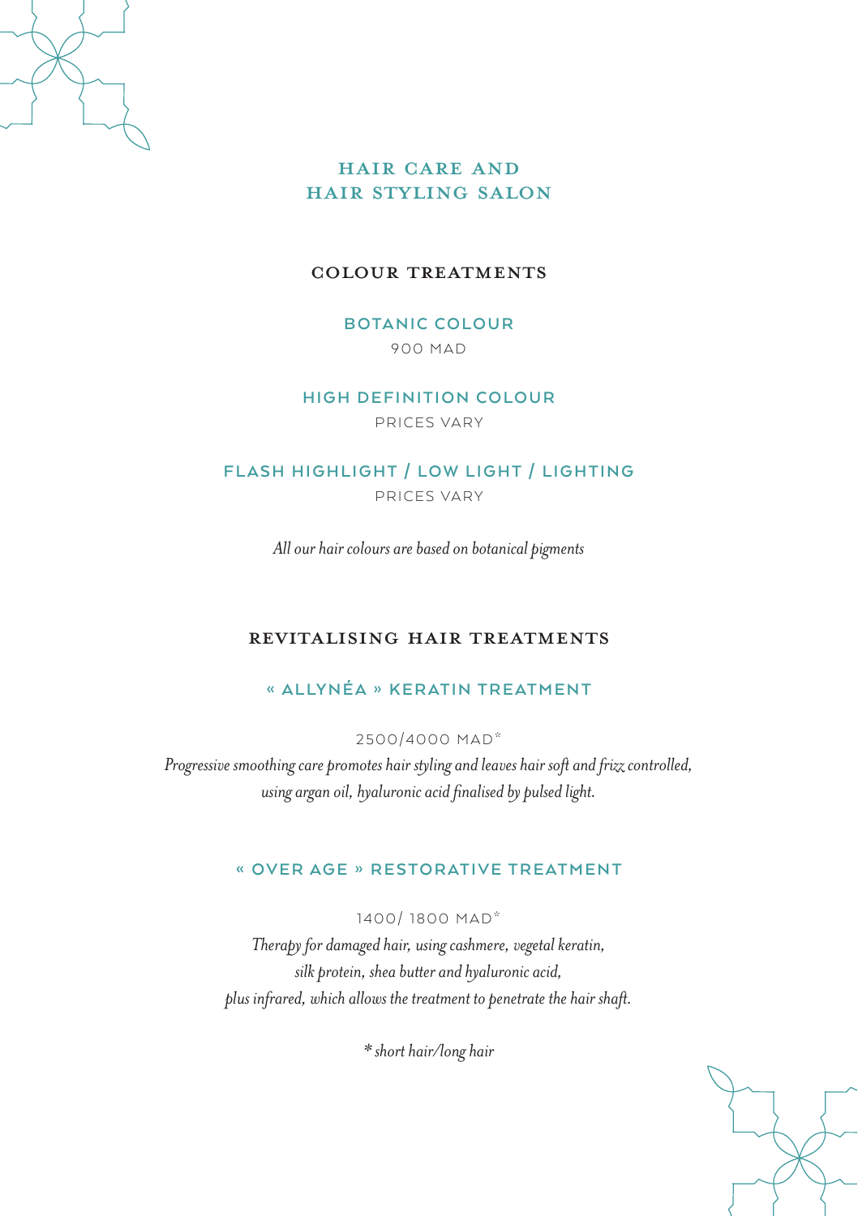# HAIR CARE AND HAIR STYLING SALON

## COLOUR TREATMENTS

### BOTANIC COLOUR

900 MAD

### HIGH DEFINITION COLOUR

PRICES VARY

### FLASH HIGHLIGHT / LOW LIGHT / LIGHTING

PRICES VARY

*All our hair colours are based on botanical pigments*

## REVITALISING HAIR TREATMENTS

### « ALLYNÉA » KERATIN TREATMENT

2500/4000 MAD*

*Progressive smoothing care promotes hair styling and leaves hair soft and frizz controlled, using argan oil, hyaluronic acid finalised by pulsed light.*

### « OVER AGE » RESTORATIVE TREATMENT

1400/ 1800 MAD*

*Therapy for damaged hair, using cashmere, vegetal keratin, silk protein, shea butter and hyaluronic acid, plus infrared, which allows the treatment to penetrate the hair shaft.*

*\* short hair/long hair*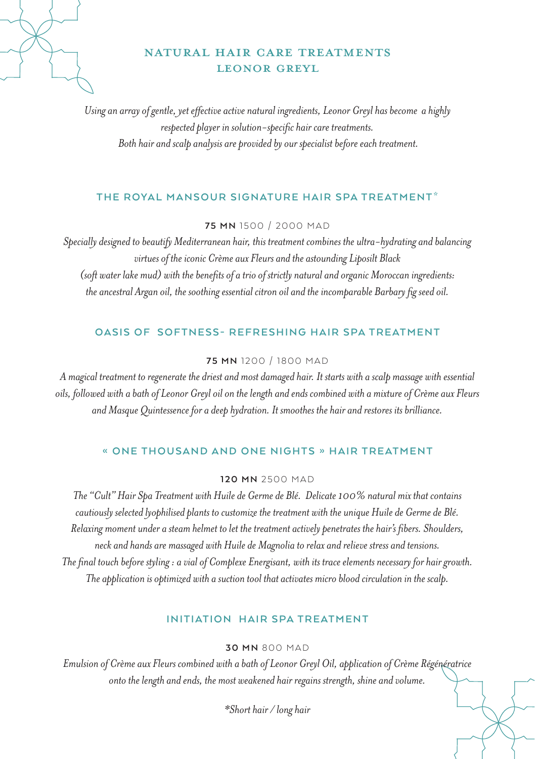# NATURAL HAIR CARE TREATMENTS
# LEONOR GREYL

*Using an array of gentle, yet effective active natural ingredients, Leonor Greyl has become a highly respected player in solution-specific hair care treatments.*
*Both hair and scalp analysis are provided by our specialist before each treatment.*

## THE ROYAL MANSOUR SIGNATURE HAIR SPA TREATMENT*

**75 MN** 1500 / 2000 MAD

*Specially designed to beautify Mediterranean hair, this treatment combines the ultra-hydrating and balancing virtues of the iconic Crème aux Fleurs and the astounding Liposilt Black (soft water lake mud) with the benefits of a trio of strictly natural and organic Moroccan ingredients: the ancestral Argan oil, the soothing essential citron oil and the incomparable Barbary fig seed oil.*

## OASIS OF SOFTNESS- REFRESHING HAIR SPA TREATMENT

**75 MN** 1200 / 1800 MAD

*A magical treatment to regenerate the driest and most damaged hair. It starts with a scalp massage with essential oils, followed with a bath of Leonor Greyl oil on the length and ends combined with a mixture of Crème aux Fleurs and Masque Quintessence for a deep hydration. It smoothes the hair and restores its brilliance.*

## « ONE THOUSAND AND ONE NIGHTS » HAIR TREATMENT

**120 MN** 2500 MAD

*The "Cult" Hair Spa Treatment with Huile de Germe de Blé. Delicate 100% natural mix that contains cautiously selected lyophilised plants to customize the treatment with the unique Huile de Germe de Blé. Relaxing moment under a steam helmet to let the treatment actively penetrates the hair's fibers. Shoulders, neck and hands are massaged with Huile de Magnolia to relax and relieve stress and tensions. The final touch before styling : a vial of Complexe Energisant, with its trace elements necessary for hair growth. The application is optimized with a suction tool that activates micro blood circulation in the scalp.*

## INITIATION HAIR SPA TREATMENT

**30 MN** 800 MAD

*Emulsion of Crème aux Fleurs combined with a bath of Leonor Greyl Oil, application of Crème Régénératrice onto the length and ends, the most weakened hair regains strength, shine and volume.*

*\*Short hair / long hair*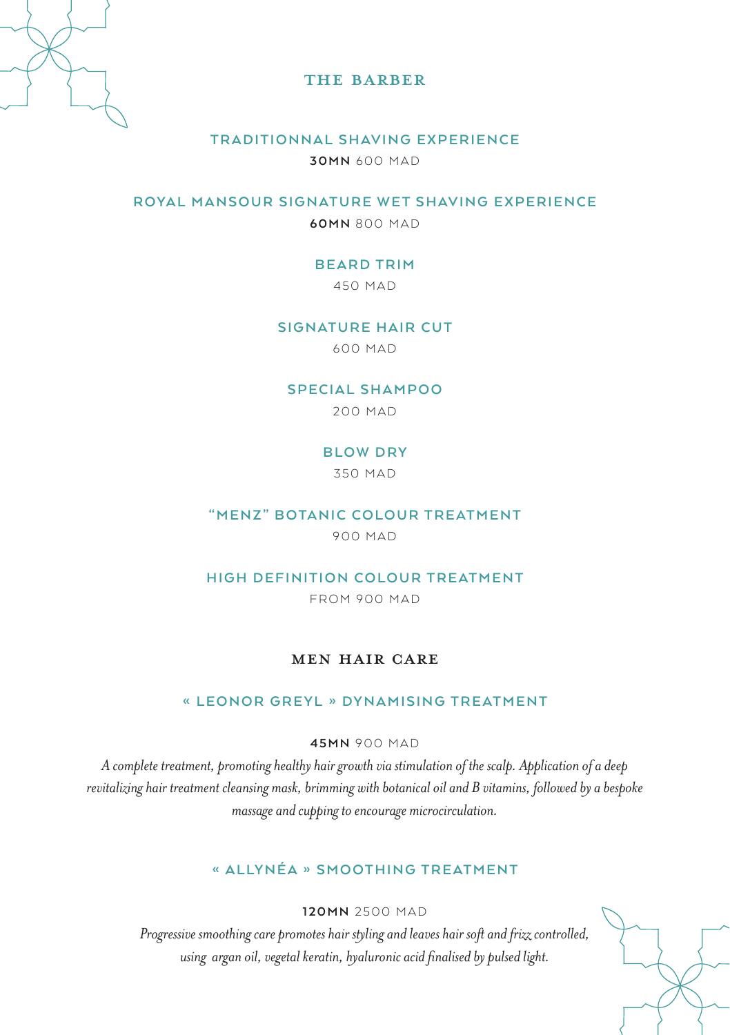## THE BARBER

### TRADITIONNAL SHAVING EXPERIENCE

**30MN** 600 MAD

### ROYAL MANSOUR SIGNATURE WET SHAVING EXPERIENCE

**60MN** 800 MAD

### BEARD TRIM

450 MAD

### SIGNATURE HAIR CUT

600 MAD

### SPECIAL SHAMPOO

200 MAD

### BLOW DRY

350 MAD

### "MENZ" BOTANIC COLOUR TREATMENT

900 MAD

### HIGH DEFINITION COLOUR TREATMENT

FROM 900 MAD

## MEN HAIR CARE

### « LEONOR GREYL » DYNAMISING TREATMENT

**45MN** 900 MAD

*A complete treatment, promoting healthy hair growth via stimulation of the scalp. Application of a deep revitalizing hair treatment cleansing mask, brimming with botanical oil and B vitamins, followed by a bespoke massage and cupping to encourage microcirculation.*

### « ALLYNÉA » SMOOTHING TREATMENT

**120MN** 2500 MAD

*Progressive smoothing care promotes hair styling and leaves hair soft and frizz controlled, using argan oil, vegetal keratin, hyaluronic acid finalised by pulsed light.*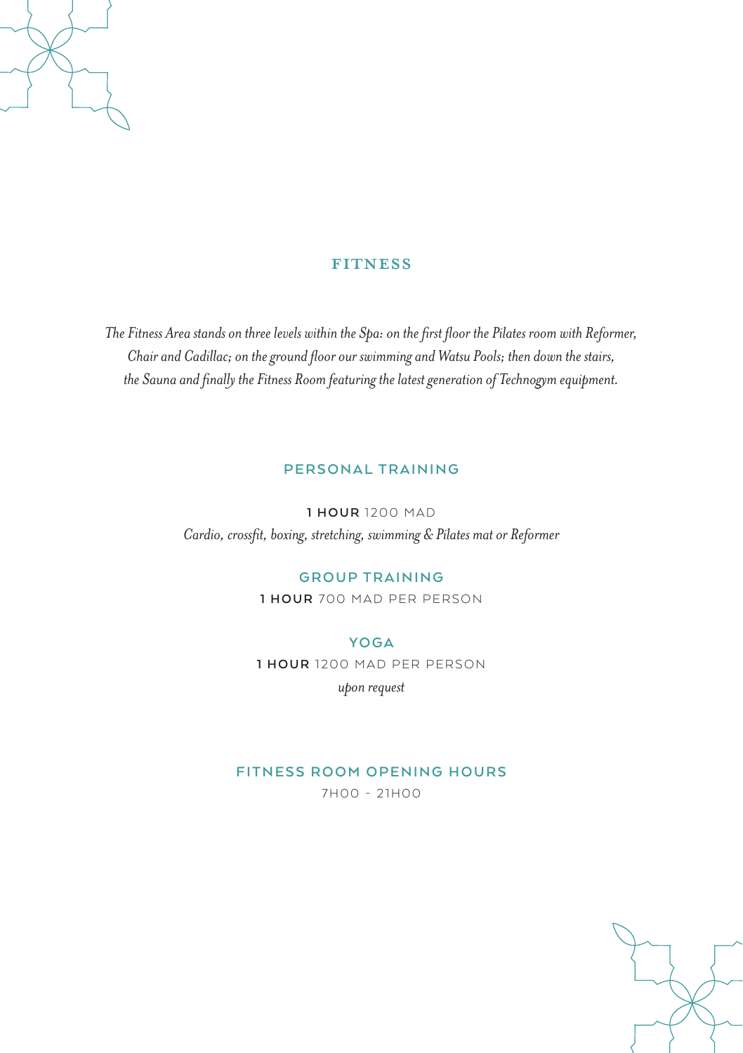# FITNESS

*The Fitness Area stands on three levels within the Spa: on the first floor the Pilates room with Reformer, Chair and Cadillac; on the ground floor our swimming and Watsu Pools; then down the stairs, the Sauna and finally the Fitness Room featuring the latest generation of Technogym equipment.*

## PERSONAL TRAINING

**1 HOUR** 1200 MAD

*Cardio, crossfit, boxing, stretching, swimming & Pilates mat or Reformer*

## GROUP TRAINING

**1 HOUR** 700 MAD PER PERSON

## YOGA

**1 HOUR** 1200 MAD PER PERSON

*upon request*

## FITNESS ROOM OPENING HOURS

7H00 - 21H00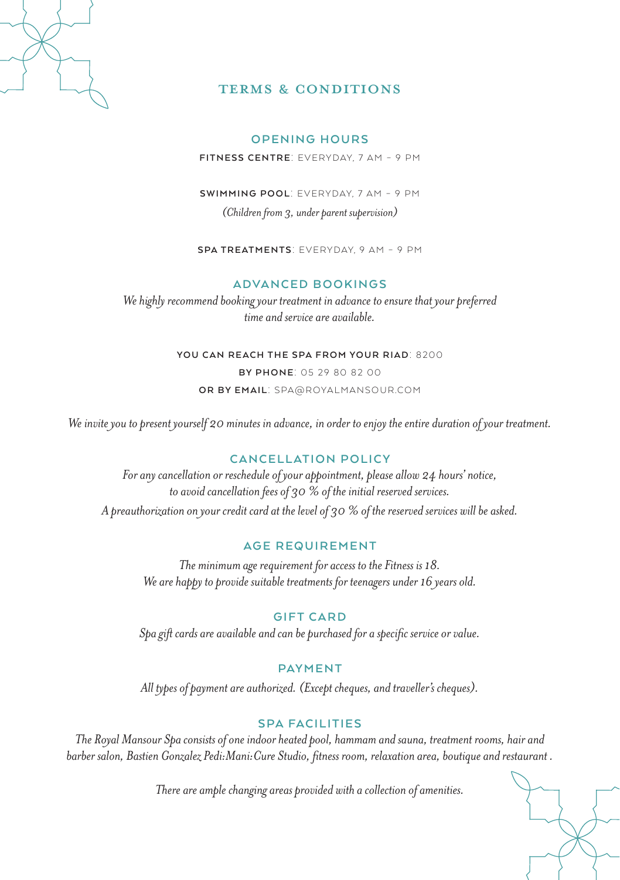# TERMS & CONDITIONS

## OPENING HOURS

**FITNESS CENTRE**: EVERYDAY, 7 AM – 9 PM

**SWIMMING POOL**: EVERYDAY, 7 AM – 9 PM

*(Children from 3, under parent supervision)*

**SPA TREATMENTS**: EVERYDAY, 9 AM – 9 PM

## ADVANCED BOOKINGS

*We highly recommend booking your treatment in advance to ensure that your preferred time and service are available.*

**YOU CAN REACH THE SPA FROM YOUR RIAD**: 8200

**BY PHONE**: 05 29 80 82 00

**OR BY EMAIL**: SPA@ROYALMANSOUR.COM

*We invite you to present yourself 20 minutes in advance, in order to enjoy the entire duration of your treatment.*

## CANCELLATION POLICY

*For any cancellation or reschedule of your appointment, please allow 24 hours' notice, to avoid cancellation fees of 30 % of the initial reserved services.*

*A preauthorization on your credit card at the level of 30 % of the reserved services will be asked.*

## AGE REQUIREMENT

*The minimum age requirement for access to the Fitness is 18.*

*We are happy to provide suitable treatments for teenagers under 16 years old.*

## GIFT CARD

*Spa gift cards are available and can be purchased for a specific service or value.*

## PAYMENT

*All types of payment are authorized. (Except cheques, and traveller's cheques).*

## SPA FACILITIES

*The Royal Mansour Spa consists of one indoor heated pool, hammam and sauna, treatment rooms, hair and barber salon, Bastien Gonzalez Pedi:Mani:Cure Studio, fitness room, relaxation area, boutique and restaurant .*

*There are ample changing areas provided with a collection of amenities.*